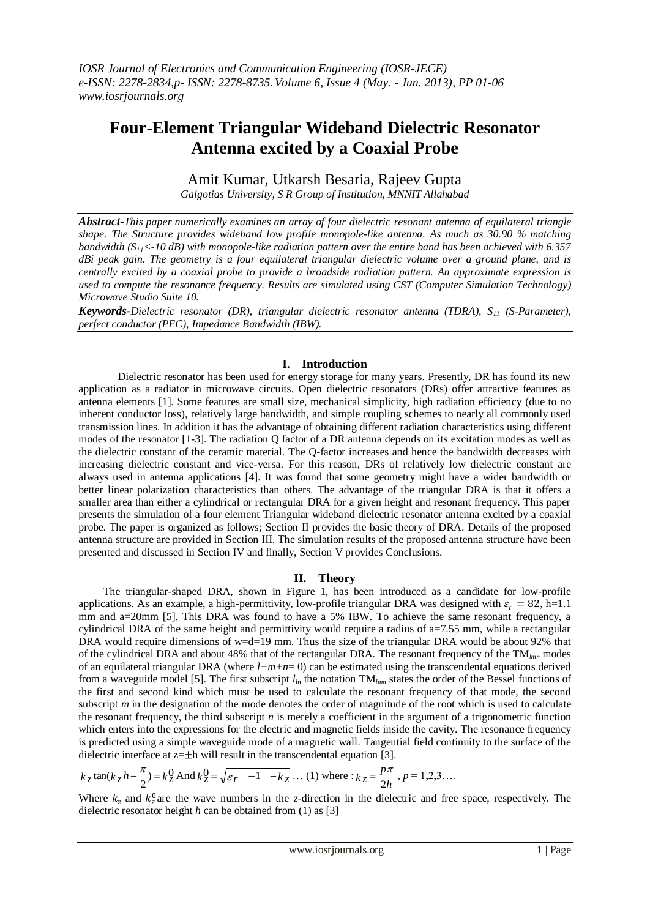# Four-Element Triangular Wideband Dielectric Resonator Antenna excited by a Coaxial Probe

Amit Kumar, Utkarsh Besaria, Rajeev Gupta

*Galgotias University, S R Group of Institution, MNNIT Allahabad*

***Abstract-****This paper numerically examines an array of four dielectric resonant antenna of equilateral triangle shape. The Structure provides wideband low profile monopole-like antenna. As much as 30.90 % matching bandwidth ($S_{11}$<-10 dB) with monopole-like radiation pattern over the entire band has been achieved with 6.357 dBi peak gain. The geometry is a four equilateral triangular dielectric volume over a ground plane, and is centrally excited by a coaxial probe to provide a broadside radiation pattern. An approximate expression is used to compute the resonance frequency. Results are simulated using CST (Computer Simulation Technology) Microwave Studio Suite 10.*

***Keywords-****Dielectric resonator (DR), triangular dielectric resonator antenna (TDRA), $S_{11}$ (S-Parameter), perfect conductor (PEC), Impedance Bandwidth (IBW).*

## I. Introduction

Dielectric resonator has been used for energy storage for many years. Presently, DR has found its new application as a radiator in microwave circuits. Open dielectric resonators (DRs) offer attractive features as antenna elements [1]. Some features are small size, mechanical simplicity, high radiation efficiency (due to no inherent conductor loss), relatively large bandwidth, and simple coupling schemes to nearly all commonly used transmission lines. In addition it has the advantage of obtaining different radiation characteristics using different modes of the resonator [1-3]. The radiation Q factor of a DR antenna depends on its excitation modes as well as the dielectric constant of the ceramic material. The Q-factor increases and hence the bandwidth decreases with increasing dielectric constant and vice-versa. For this reason, DRs of relatively low dielectric constant are always used in antenna applications [4]. It was found that some geometry might have a wider bandwidth or better linear polarization characteristics than others. The advantage of the triangular DRA is that it offers a smaller area than either a cylindrical or rectangular DRA for a given height and resonant frequency. This paper presents the simulation of a four element Triangular wideband dielectric resonator antenna excited by a coaxial probe. The paper is organized as follows; Section II provides the basic theory of DRA. Details of the proposed antenna structure are provided in Section III. The simulation results of the proposed antenna structure have been presented and discussed in Section IV and finally, Section V provides Conclusions.

## II. Theory

The triangular-shaped DRA, shown in Figure 1, has been introduced as a candidate for low-profile applications. As an example, a high-permittivity, low-profile triangular DRA was designed with $\varepsilon_r = 82$, h=1.1 mm and a=20mm [5]. This DRA was found to have a 5% IBW. To achieve the same resonant frequency, a cylindrical DRA of the same height and permittivity would require a radius of a=7.55 mm, while a rectangular DRA would require dimensions of w=d=19 mm. Thus the size of the triangular DRA would be about 92% that of the cylindrical DRA and about 48% that of the rectangular DRA. The resonant frequency of the $TM_{lmn}$ modes of an equilateral triangular DRA (where $l+m+n=0$) can be estimated using the transcendental equations derived from a waveguide model [5]. The first subscript $l$ in the notation $TM_{lmn}$ states the order of the Bessel functions of the first and second kind which must be used to calculate the resonant frequency of that mode, the second subscript $m$ in the designation of the mode denotes the order of magnitude of the root which is used to calculate the resonant frequency, the third subscript $n$ is merely a coefficient in the argument of a trigonometric function which enters into the expressions for the electric and magnetic fields inside the cavity. The resonance frequency is predicted using a simple waveguide mode of a magnetic wall. Tangential field continuity to the surface of the dielectric interface at $z=\pm h$ will result in the transcendental equation [3].

$$k_z \tan(k_z h - \frac{\pi}{2}) = k_z^0 \text{ And } k_z^0 = \sqrt{\varepsilon_r \quad -1 \quad -k_z} \ldots (1) \text{ where : } k_z = \frac{p\pi}{2h}, p = 1,2,3\ldots.$$

Where $k_z$ and $k_z^0$ are the wave numbers in the $z$-direction in the dielectric and free space, respectively. The dielectric resonator height $h$ can be obtained from (1) as [3]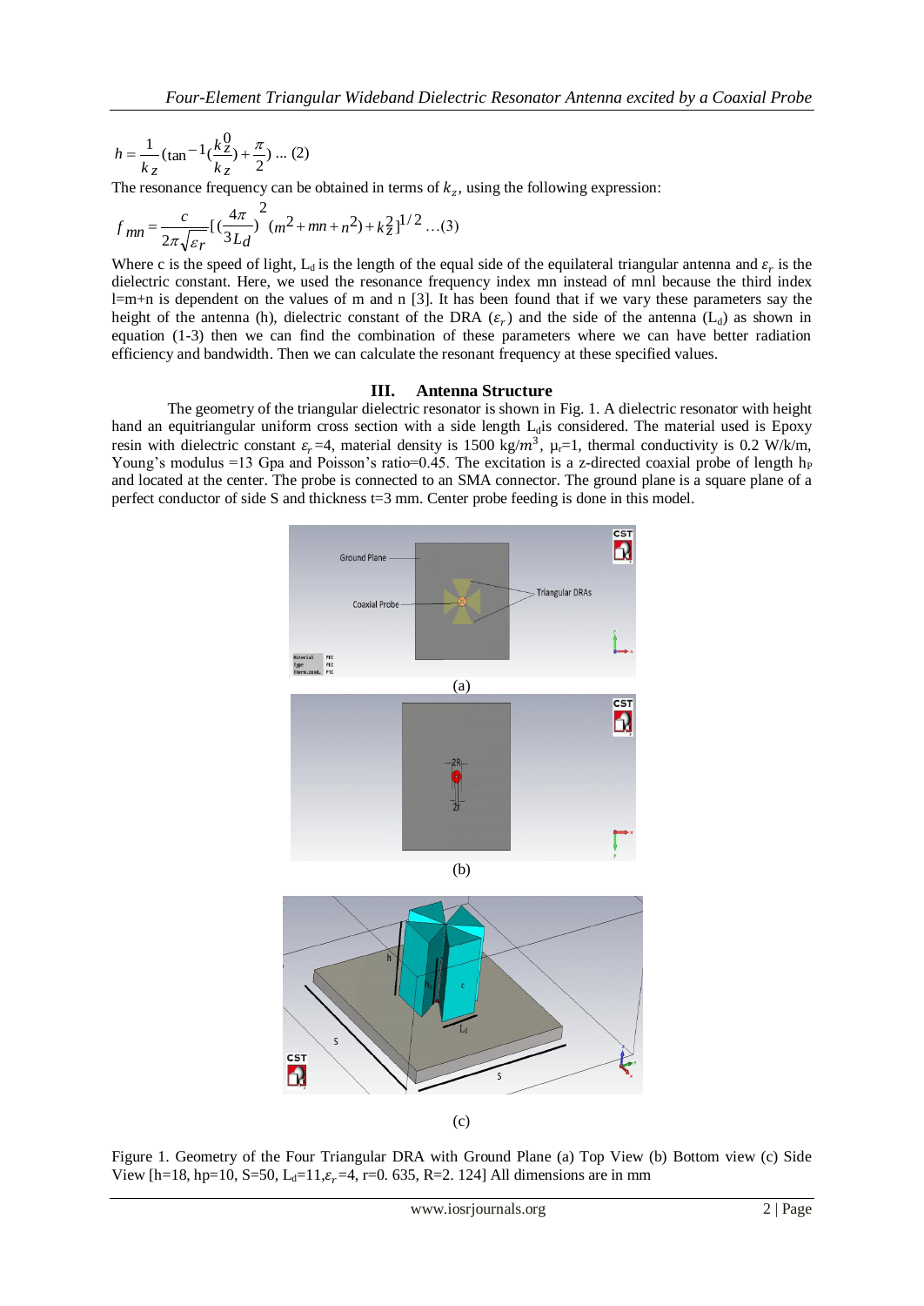$$h = \frac{1}{k_z}\left(\tan^{-1}\left(\frac{k_z^0}{k_z}\right) + \frac{\pi}{2}\right) \ldots (2)$$

The resonance frequency can be obtained in terms of $k_z$, using the following expression:

$$f_{mn} = \frac{c}{2\pi\sqrt{\varepsilon_r}}\left[\left(\frac{4\pi}{3L_d}\right)^2 (m^2 + mn + n^2) + k_z^2\right]^{1/2} \ldots (3)$$

Where c is the speed of light, $L_d$ is the length of the equal side of the equilateral triangular antenna and $\varepsilon_r$ is the dielectric constant. Here, we used the resonance frequency index mn instead of mnl because the third index l=m+n is dependent on the values of m and n [3]. It has been found that if we vary these parameters say the height of the antenna (h), dielectric constant of the DRA ($\varepsilon_r$) and the side of the antenna ($L_d$) as shown in equation (1-3) then we can find the combination of these parameters where we can have better radiation efficiency and bandwidth. Then we can calculate the resonant frequency at these specified values.

## III. Antenna Structure

The geometry of the triangular dielectric resonator is shown in Fig. 1. A dielectric resonator with height hand an equitriangular uniform cross section with a side length $L_d$is considered. The material used is Epoxy resin with dielectric constant $\varepsilon_r$=4, material density is 1500 kg/$m^3$, $\mu_r$=1, thermal conductivity is 0.2 W/k/m, Young's modulus =13 Gpa and Poisson's ratio=0.45. The excitation is a z-directed coaxial probe of length $h_P$ and located at the center. The probe is connected to an SMA connector. The ground plane is a square plane of a perfect conductor of side S and thickness t=3 mm. Center probe feeding is done in this model.

(a)

(b)

(c)

Figure 1. Geometry of the Four Triangular DRA with Ground Plane (a) Top View (b) Bottom view (c) Side View [h=18, hp=10, S=50, $L_d$=11,$\varepsilon_r$=4, r=0. 635, R=2. 124] All dimensions are in mm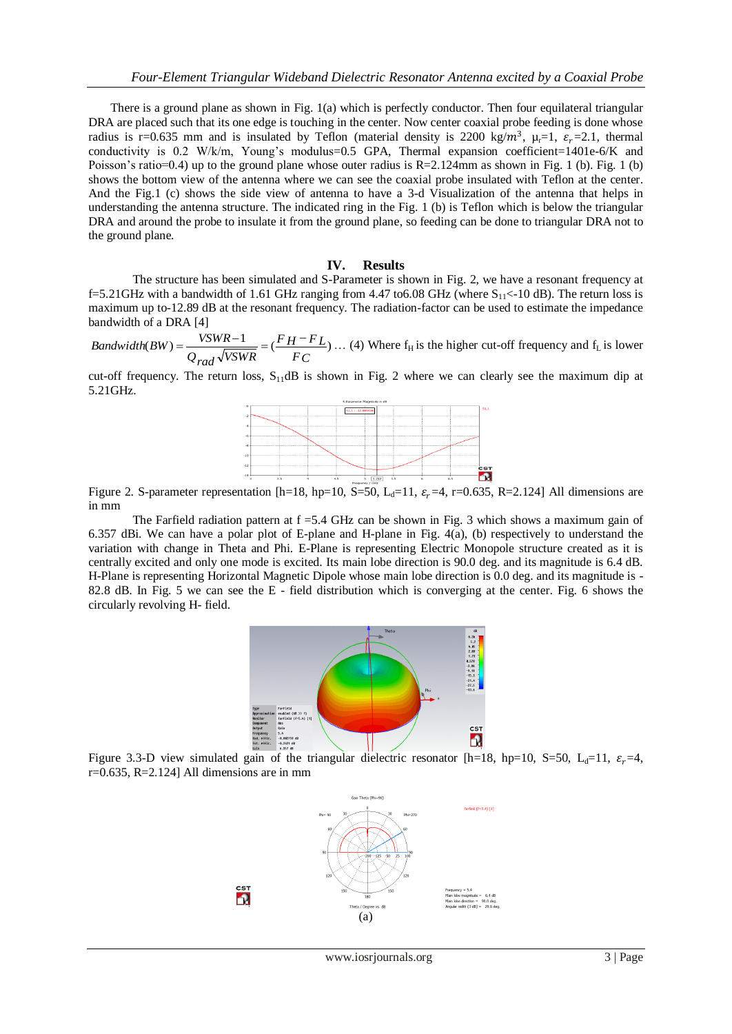There is a ground plane as shown in Fig. 1(a) which is perfectly conductor. Then four equilateral triangular DRA are placed such that its one edge is touching in the center. Now center coaxial probe feeding is done whose radius is r=0.635 mm and is insulated by Teflon (material density is 2200 kg/$m^3$, $\mu_r$=1, $\varepsilon_r$=2.1, thermal conductivity is 0.2 W/k/m, Young's modulus=0.5 GPA, Thermal expansion coefficient=1401e-6/K and Poisson's ratio=0.4) up to the ground plane whose outer radius is R=2.124mm as shown in Fig. 1 (b). Fig. 1 (b) shows the bottom view of the antenna where we can see the coaxial probe insulated with Teflon at the center. And the Fig.1 (c) shows the side view of antenna to have a 3-d Visualization of the antenna that helps in understanding the antenna structure. The indicated ring in the Fig. 1 (b) is Teflon which is below the triangular DRA and around the probe to insulate it from the ground plane, so feeding can be done to triangular DRA not to the ground plane.

## IV. Results

The structure has been simulated and S-Parameter is shown in Fig. 2, we have a resonant frequency at f=5.21GHz with a bandwidth of 1.61 GHz ranging from 4.47 to6.08 GHz (where $S_{11}$<-10 dB). The return loss is maximum up to-12.89 dB at the resonant frequency. The radiation-factor can be used to estimate the impedance bandwidth of a DRA [4]

$$Bandwidth(BW) = \frac{VSWR-1}{Q_{rad}\sqrt{VSWR}} = (\frac{F_H - F_L}{FC}) \quad \ldots (4)$$

Where $f_H$ is the higher cut-off frequency and $f_L$ is lower cut-off frequency. The return loss, $S_{11}$dB is shown in Fig. 2 where we can clearly see the maximum dip at 5.21GHz.

Figure 2. S-parameter representation [h=18, hp=10, S=50, $L_d$=11, $\varepsilon_r$=4, r=0.635, R=2.124] All dimensions are in mm

The Farfield radiation pattern at f =5.4 GHz can be shown in Fig. 3 which shows a maximum gain of 6.357 dBi. We can have a polar plot of E-plane and H-plane in Fig. 4(a), (b) respectively to understand the variation with change in Theta and Phi. E-Plane is representing Electric Monopole structure created as it is centrally excited and only one mode is excited. Its main lobe direction is 90.0 deg. and its magnitude is 6.4 dB. H-Plane is representing Horizontal Magnetic Dipole whose main lobe direction is 0.0 deg. and its magnitude is -82.8 dB. In Fig. 5 we can see the E - field distribution which is converging at the center. Fig. 6 shows the circularly revolving H- field.

Figure 3.3-D view simulated gain of the triangular dielectric resonator [h=18, hp=10, S=50, $L_d$=11, $\varepsilon_r$=4, r=0.635, R=2.124] All dimensions are in mm

(a)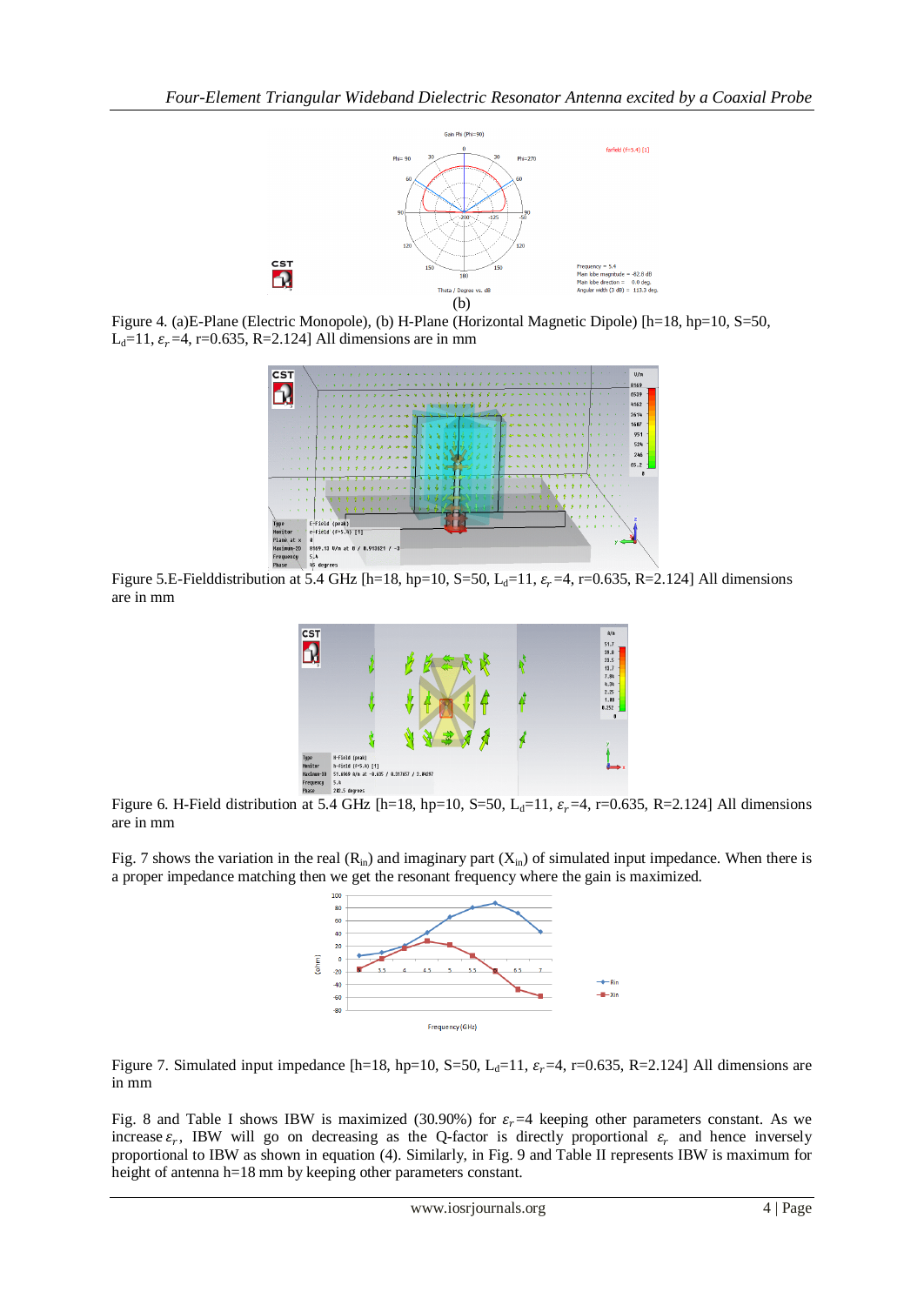(b)

Figure 4. (a)E-Plane (Electric Monopole), (b) H-Plane (Horizontal Magnetic Dipole) [h=18, hp=10, S=50, $L_d$=11, $\varepsilon_r$=4, r=0.635, R=2.124] All dimensions are in mm

Figure 5.E-Fielddistribution at 5.4 GHz [h=18, hp=10, S=50, $L_d$=11, $\varepsilon_r$=4, r=0.635, R=2.124] All dimensions are in mm

Figure 6. H-Field distribution at 5.4 GHz [h=18, hp=10, S=50, $L_d$=11, $\varepsilon_r$=4, r=0.635, R=2.124] All dimensions are in mm

Fig. 7 shows the variation in the real ($R_{in}$) and imaginary part ($X_{in}$) of simulated input impedance. When there is a proper impedance matching then we get the resonant frequency where the gain is maximized.

Figure 7. Simulated input impedance [h=18, hp=10, S=50, $L_d$=11, $\varepsilon_r$=4, r=0.635, R=2.124] All dimensions are in mm

Fig. 8 and Table I shows IBW is maximized (30.90%) for $\varepsilon_r$=4 keeping other parameters constant. As we increase $\varepsilon_r$, IBW will go on decreasing as the Q-factor is directly proportional $\varepsilon_r$ and hence inversely proportional to IBW as shown in equation (4). Similarly, in Fig. 9 and Table II represents IBW is maximum for height of antenna h=18 mm by keeping other parameters constant.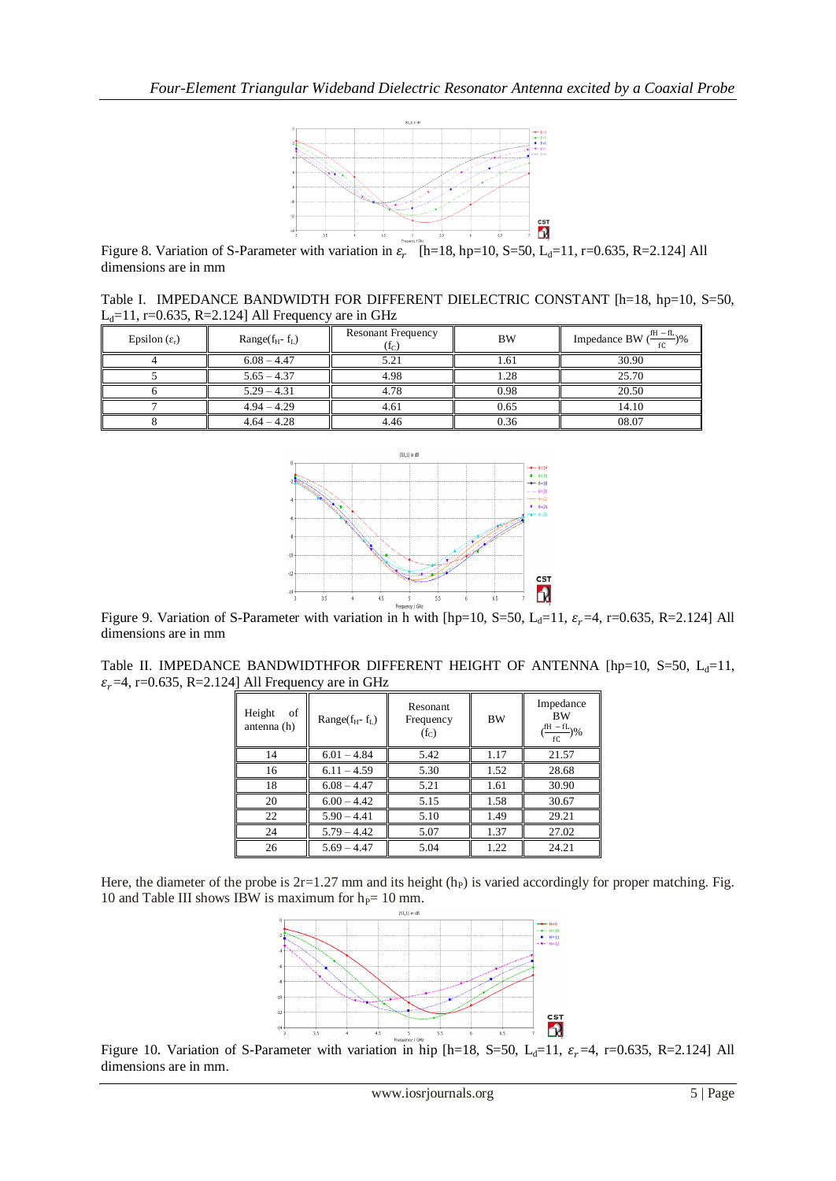Figure 8. Variation of S-Parameter with variation in $\varepsilon_r$ [h=18, hp=10, S=50, $L_d$=11, r=0.635, R=2.124] All dimensions are in mm

Table I. IMPEDANCE BANDWIDTH FOR DIFFERENT DIELECTRIC CONSTANT [h=18, hp=10, S=50, $L_d$=11, r=0.635, R=2.124] All Frequency are in GHz

| Epsilon ($\varepsilon_r$) | Range($f_H$- $f_L$) | Resonant Frequency ($f_C$) | BW | Impedance BW ($\frac{fH-fL}{fC}$)% |
|---|---|---|---|---|
| 4 | 6.08 – 4.47 | 5.21 | 1.61 | 30.90 |
| 5 | 5.65 – 4.37 | 4.98 | 1.28 | 25.70 |
| 6 | 5.29 – 4.31 | 4.78 | 0.98 | 20.50 |
| 7 | 4.94 – 4.29 | 4.61 | 0.65 | 14.10 |
| 8 | 4.64 – 4.28 | 4.46 | 0.36 | 08.07 |

Figure 9. Variation of S-Parameter with variation in h with [hp=10, S=50, $L_d$=11, $\varepsilon_r$=4, r=0.635, R=2.124] All dimensions are in mm

Table II. IMPEDANCE BANDWIDTHFOR DIFFERENT HEIGHT OF ANTENNA [hp=10, S=50, $L_d$=11, $\varepsilon_r$=4, r=0.635, R=2.124] All Frequency are in GHz

| Height of antenna (h) | Range($f_H$- $f_L$) | Resonant Frequency ($f_C$) | BW | Impedance BW ($\frac{fH-fL}{fC}$)% |
|---|---|---|---|---|
| 14 | 6.01 – 4.84 | 5.42 | 1.17 | 21.57 |
| 16 | 6.11 – 4.59 | 5.30 | 1.52 | 28.68 |
| 18 | 6.08 – 4.47 | 5.21 | 1.61 | 30.90 |
| 20 | 6.00 – 4.42 | 5.15 | 1.58 | 30.67 |
| 22 | 5.90 – 4.41 | 5.10 | 1.49 | 29.21 |
| 24 | 5.79 – 4.42 | 5.07 | 1.37 | 27.02 |
| 26 | 5.69 – 4.47 | 5.04 | 1.22 | 24.21 |

Here, the diameter of the probe is 2r=1.27 mm and its height ($h_P$) is varied accordingly for proper matching. Fig. 10 and Table III shows IBW is maximum for $h_P$= 10 mm.

Figure 10. Variation of S-Parameter with variation in hip [h=18, S=50, $L_d$=11, $\varepsilon_r$=4, r=0.635, R=2.124] All dimensions are in mm.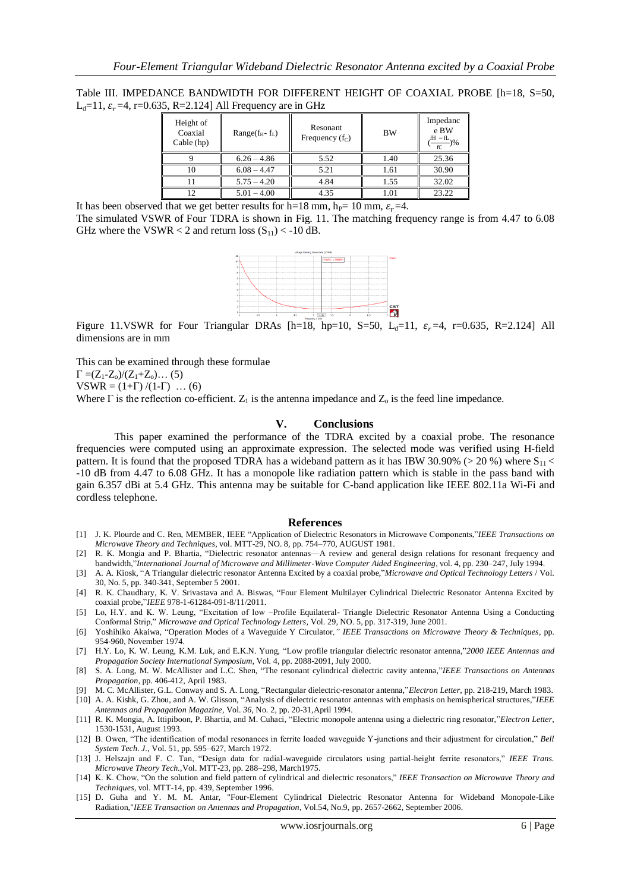Table III. IMPEDANCE BANDWIDTH FOR DIFFERENT HEIGHT OF COAXIAL PROBE [h=18, S=50, $L_d$=11, $\varepsilon_r$=4, r=0.635, R=2.124] All Frequency are in GHz

| Height of Coaxial Cable (hp) | Range($f_H$- $f_L$) | Resonant Frequency ($f_C$) | BW | Impedance BW $(\frac{fH - fL}{fC})$% |
|---|---|---|---|---|
| 9 | 6.26 – 4.86 | 5.52 | 1.40 | 25.36 |
| 10 | 6.08 – 4.47 | 5.21 | 1.61 | 30.90 |
| 11 | 5.75 – 4.20 | 4.84 | 1.55 | 32.02 |
| 12 | 5.01 – 4.00 | 4.35 | 1.01 | 23.22 |

It has been observed that we get better results for h=18 mm, $h_P$= 10 mm, $\varepsilon_r$=4.

The simulated VSWR of Four TDRA is shown in Fig. 11. The matching frequency range is from 4.47 to 6.08 GHz where the VSWR < 2 and return loss ($S_{11}$) < -10 dB.

Figure 11.VSWR for Four Triangular DRAs [h=18, hp=10, S=50, $L_d$=11, $\varepsilon_r$=4, r=0.635, R=2.124] All dimensions are in mm

This can be examined through these formulae

$\Gamma$ =($Z_l$-$Z_o$)/($Z_l$+$Z_o$)… (5)

VSWR = (1+$\Gamma$) /(1-$\Gamma$) … (6)

Where $\Gamma$ is the reflection co-efficient. $Z_l$ is the antenna impedance and $Z_o$ is the feed line impedance.

## V. Conclusions

This paper examined the performance of the TDRA excited by a coaxial probe. The resonance frequencies were computed using an approximate expression. The selected mode was verified using H-field pattern. It is found that the proposed TDRA has a wideband pattern as it has IBW 30.90% (> 20 %) where $S_{11}$ < -10 dB from 4.47 to 6.08 GHz. It has a monopole like radiation pattern which is stable in the pass band with gain 6.357 dBi at 5.4 GHz. This antenna may be suitable for C-band application like IEEE 802.11a Wi-Fi and cordless telephone.

## References

[1] J. K. Plourde and C. Ren, MEMBER, IEEE "Application of Dielectric Resonators in Microwave Components,"*IEEE Transactions on Microwave Theory and Techniques*, vol. MTT-29, NO. 8, pp. 754–770, AUGUST 1981.

[2] R. K. Mongia and P. Bhartia, "Dielectric resonator antennas—A review and general design relations for resonant frequency and bandwidth,"*International Journal of Microwave and Millimeter-Wave Computer Aided Engineering*, vol. 4, pp. 230–247, July 1994.

[3] A. A. Kiosk, "A Triangular dielectric resonator Antenna Excited by a coaxial probe,"*Microwave and Optical Technology Letters* / Vol. 30, No. 5, pp. 340-341, September 5 2001.

[4] R. K. Chaudhary, K. V. Srivastava and A. Biswas, "Four Element Multilayer Cylindrical Dielectric Resonator Antenna Excited by coaxial probe,"*IEEE* 978-1-61284-091-8/11/2011.

[5] Lo, H.Y. and K. W. Leung, "Excitation of low –Profile Equilateral- Triangle Dielectric Resonator Antenna Using a Conducting Conformal Strip," *Microwave and Optical Technology Letters*, Vol. 29, NO. 5, pp. 317-319, June 2001.

[6] Yoshihiko Akaiwa, "Operation Modes of a Waveguide Y Circulator*," IEEE Transactions on Microwave Theory & Techniques*, pp. 954-960, November 1974.

[7] H.Y. Lo, K. W. Leung, K.M. Luk, and E.K.N. Yung, "Low profile triangular dielectric resonator antenna,"*2000 IEEE Antennas and Propagation Society International Symposium*, Vol. 4, pp. 2088-2091, July 2000.

[8] S. A. Long, M. W. McAllister and L.C. Shen, "The resonant cylindrical dielectric cavity antenna,"*IEEE Transactions on Antennas Propagation*, pp. 406-412, April 1983.

[9] M. C. McAllister, G.L. Conway and S. A. Long, "Rectangular dielectric-resonator antenna,"*Electron Letter*, pp. 218-219, March 1983.

[10] A. A. Kishk, G. Zhou, and A. W. Glisson, "Analysis of dielectric resonator antennas with emphasis on hemispherical structures,"*IEEE Antennas and Propagation Magazine*, Vol. *36*, No. 2, pp. 20-31,April 1994.

[11] R. K. Mongia, A. Ittipiboon, P. Bhartia, and M. Cuhaci, "Electric monopole antenna using a dielectric ring resonator,"*Electron Letter*, 1530-1531, August 1993.

[12] B. Owen, "The identification of modal resonances in ferrite loaded waveguide Y-junctions and their adjustment for circulation," *Bell System Tech. J.*, Vol. 51, pp. 595–627, March 1972.

[13] J. Helszajn and F. C. Tan, "Design data for radial-waveguide circulators using partial-height ferrite resonators," *IEEE Trans. Microwave Theory Tech.*,Vol. MTT-23, pp. 288–298, March1975.

[14] K. K. Chow, "On the solution and field pattern of cylindrical and dielectric resonators," *IEEE Transaction on Microwave Theory and Techniques*, vol. MTT-14, pp. 439, September 1996.

[15] D. Guha and Y. M. M. Antar, "Four-Element Cylindrical Dielectric Resonator Antenna for Wideband Monopole-Like Radiation,"*IEEE Transaction on Antennas and Propagation*, Vol.54, No.9, pp. 2657-2662, September 2006.